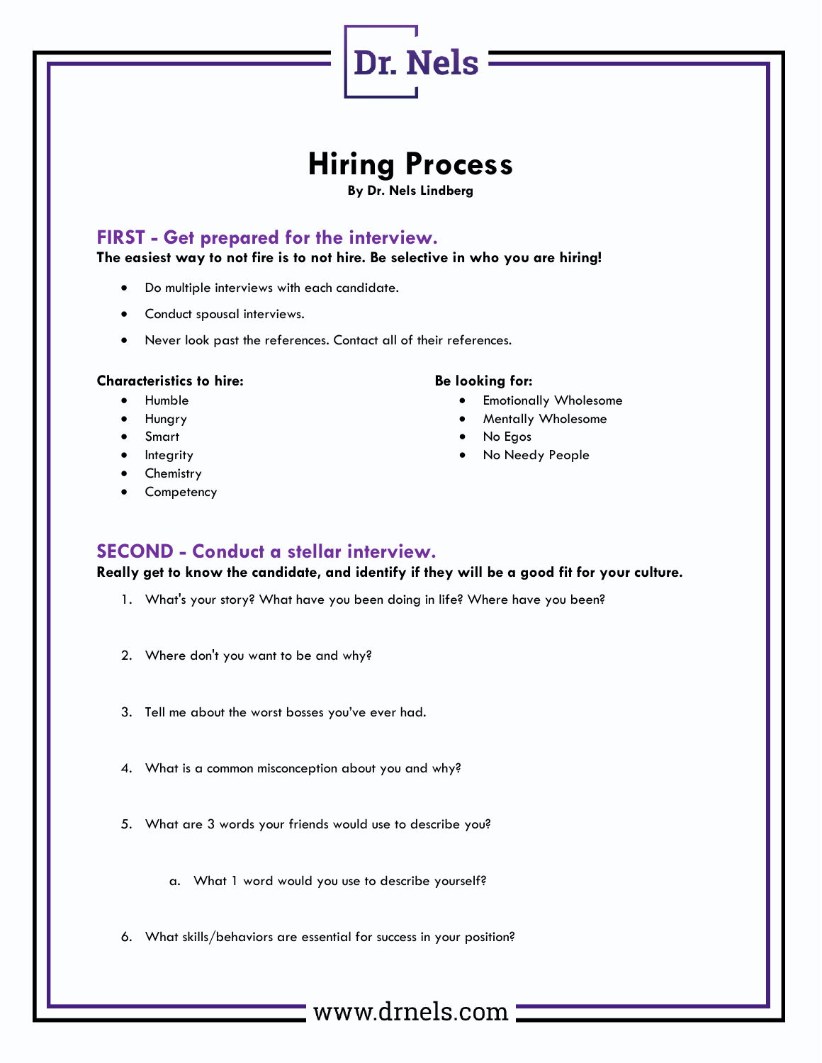# Hiring Process

**By Dr. Nels Lindberg**

## FIRST - Get prepared for the interview.

**The easiest way to not fire is to not hire. Be selective in who you are hiring!**

- Do multiple interviews with each candidate.
- Conduct spousal interviews.
- Never look past the references. Contact all of their references.

**Characteristics to hire:**

- Humble
- Hungry
- Smart
- Integrity
- Chemistry
- Competency

**Be looking for:**

- Emotionally Wholesome
- Mentally Wholesome
- No Egos
- No Needy People

## SECOND - Conduct a stellar interview.

**Really get to know the candidate, and identify if they will be a good fit for your culture.**

1. What's your story? What have you been doing in life? Where have you been?
2. Where don't you want to be and why?
3. Tell me about the worst bosses you've ever had.
4. What is a common misconception about you and why?
5. What are 3 words your friends would use to describe you?
    a. What 1 word would you use to describe yourself?
6. What skills/behaviors are essential for success in your position?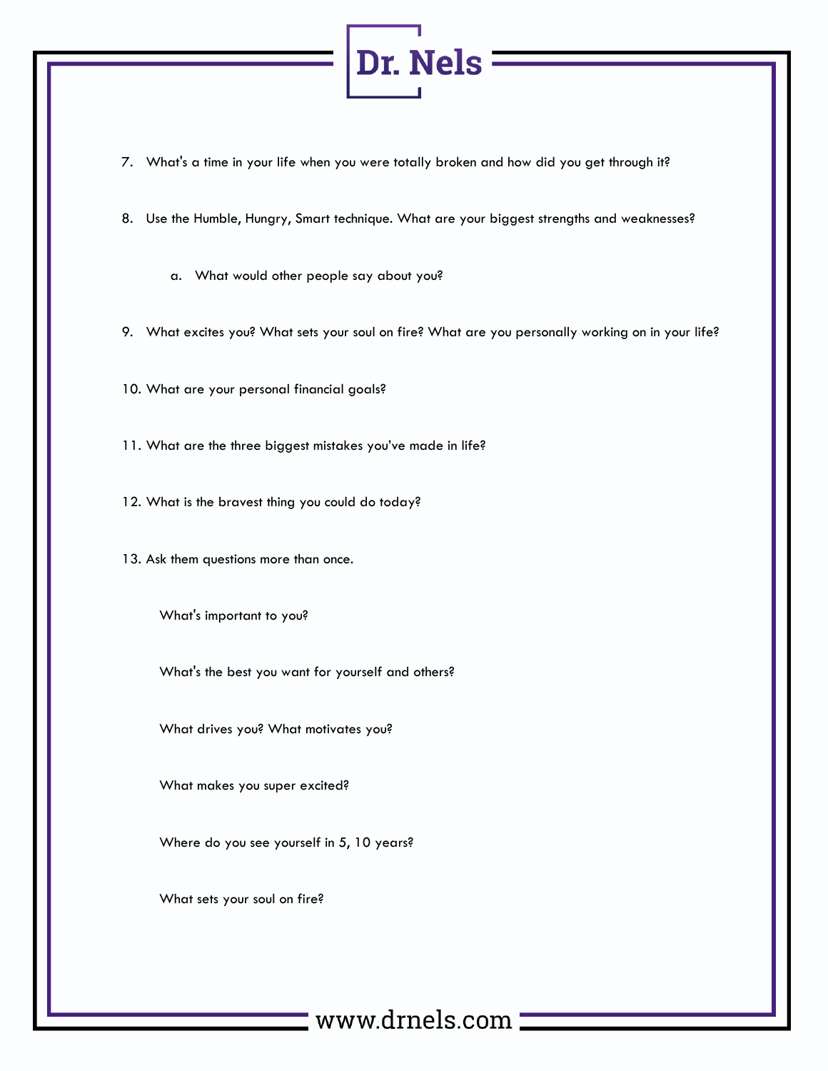7. What's a time in your life when you were totally broken and how did you get through it?

8. Use the Humble, Hungry, Smart technique. What are your biggest strengths and weaknesses?

    a. What would other people say about you?

9. What excites you? What sets your soul on fire? What are you personally working on in your life?

10. What are your personal financial goals?

11. What are the three biggest mistakes you've made in life?

12. What is the bravest thing you could do today?

13. Ask them questions more than once.

    What's important to you?

    What's the best you want for yourself and others?

    What drives you? What motivates you?

    What makes you super excited?

    Where do you see yourself in 5, 10 years?

    What sets your soul on fire?